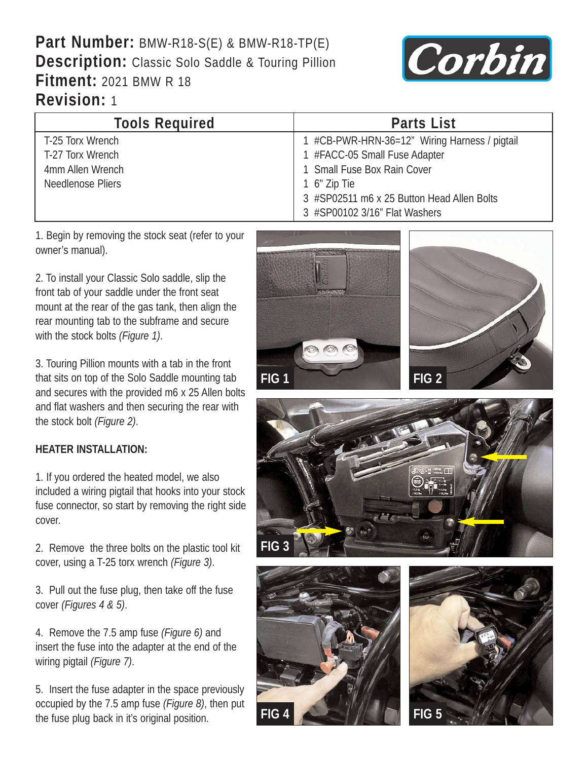**Part Number:** BMW-R18-S(E) & BMW-R18-TP(E)
**Description:** Classic Solo Saddle & Touring Pillion
**Fitment:** 2021 BMW R 18
**Revision:** 1

| Tools Required | Parts List |
|---|---|
| T-25 Torx Wrench | 1 #CB-PWR-HRN-36=12" Wiring Harness / pigtail |
| T-27 Torx Wrench | 1 #FACC-05 Small Fuse Adapter |
| 4mm Allen Wrench | 1 Small Fuse Box Rain Cover |
| Needlenose Pliers | 1 6" Zip Tie |
| | 3 #SP02511 m6 x 25 Button Head Allen Bolts |
| | 3 #SP00102 3/16" Flat Washers |

1. Begin by removing the stock seat (refer to your owner's manual).

2. To install your Classic Solo saddle, slip the front tab of your saddle under the front seat mount at the rear of the gas tank, then align the rear mounting tab to the subframe and secure with the stock bolts *(Figure 1)*.

3. Touring Pillion mounts with a tab in the front that sits on top of the Solo Saddle mounting tab and secures with the provided m6 x 25 Allen bolts and flat washers and then securing the rear with the stock bolt *(Figure 2)*.

**HEATER INSTALLATION:**

1. If you ordered the heated model, we also included a wiring pigtail that hooks into your stock fuse connector, so start by removing the right side cover.

2. Remove the three bolts on the plastic tool kit cover, using a T-25 torx wrench *(Figure 3)*.

3. Pull out the fuse plug, then take off the fuse cover *(Figures 4 & 5)*.

4. Remove the 7.5 amp fuse *(Figure 6)* and insert the fuse into the adapter at the end of the wiring pigtail *(Figure 7)*.

5. Insert the fuse adapter in the space previously occupied by the 7.5 amp fuse *(Figure 8)*, then put the fuse plug back in it's original position.

FIG 1

FIG 2

FIG 3

FIG 4

FIG 5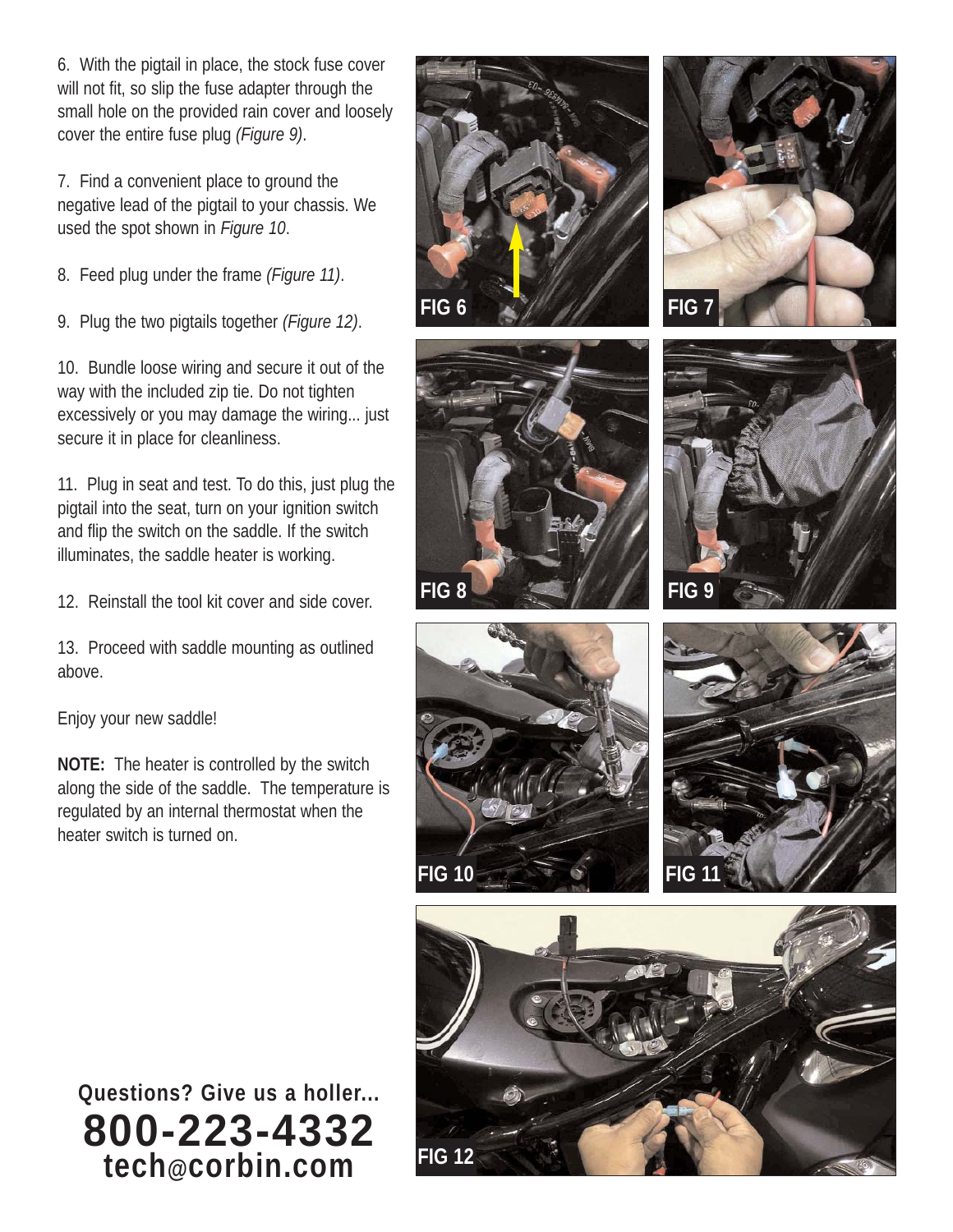6. With the pigtail in place, the stock fuse cover will not fit, so slip the fuse adapter through the small hole on the provided rain cover and loosely cover the entire fuse plug *(Figure 9)*.

7. Find a convenient place to ground the negative lead of the pigtail to your chassis. We used the spot shown in *Figure 10*.

8. Feed plug under the frame *(Figure 11)*.

9. Plug the two pigtails together *(Figure 12)*.

10. Bundle loose wiring and secure it out of the way with the included zip tie. Do not tighten excessively or you may damage the wiring... just secure it in place for cleanliness.

11. Plug in seat and test. To do this, just plug the pigtail into the seat, turn on your ignition switch and flip the switch on the saddle. If the switch illuminates, the saddle heater is working.

12. Reinstall the tool kit cover and side cover.

13. Proceed with saddle mounting as outlined above.

Enjoy your new saddle!

**NOTE:** The heater is controlled by the switch along the side of the saddle. The temperature is regulated by an internal thermostat when the heater switch is turned on.

FIG 6

FIG 7

FIG 8

FIG 9

FIG 10

FIG 11

FIG 12

**Questions? Give us a holler...**

# 800-223-4332

**tech@corbin.com**